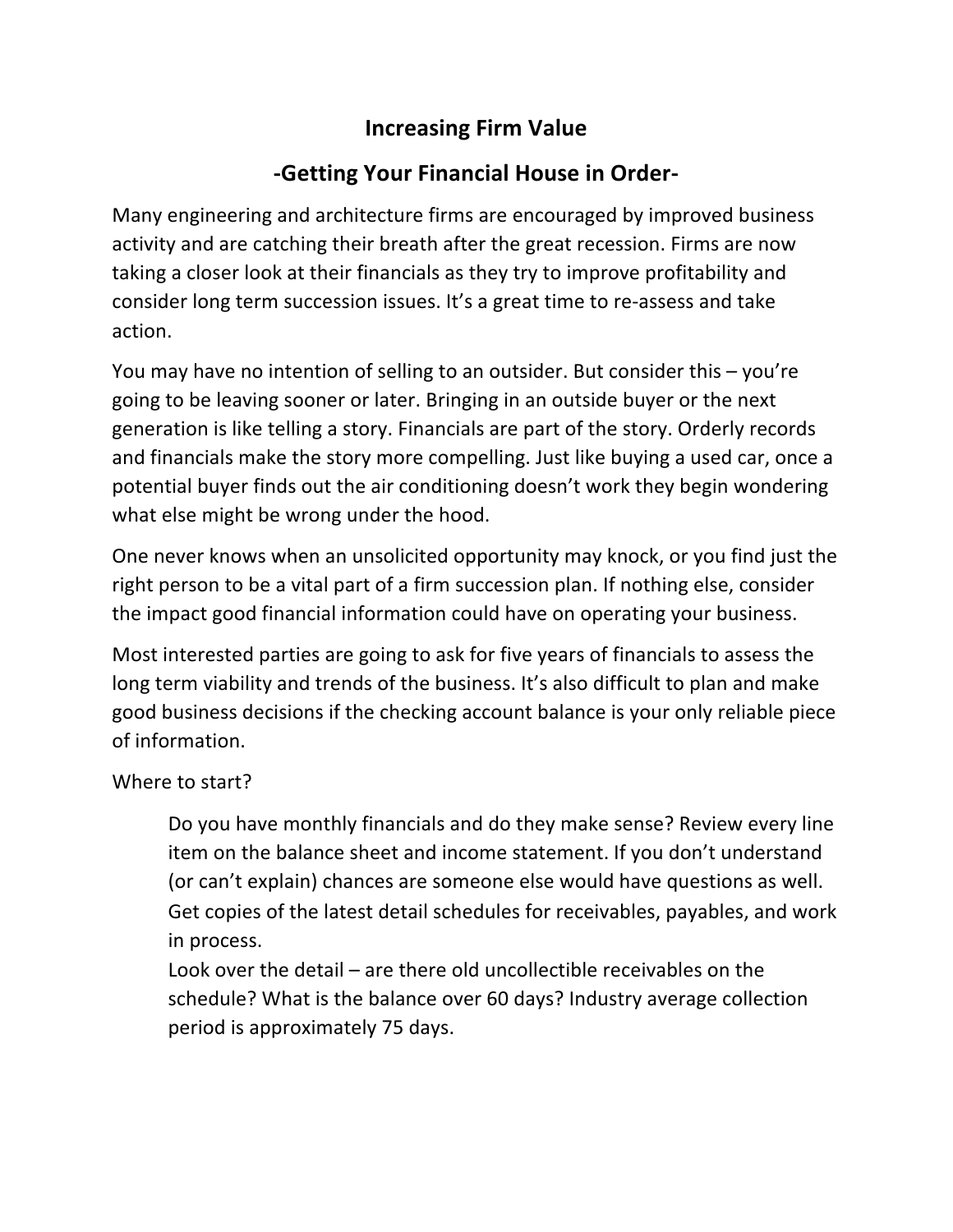# Increasing Firm Value

## -Getting Your Financial House in Order-

Many engineering and architecture firms are encouraged by improved business activity and are catching their breath after the great recession. Firms are now taking a closer look at their financials as they try to improve profitability and consider long term succession issues. It's a great time to re-assess and take action.

You may have no intention of selling to an outsider. But consider this – you're going to be leaving sooner or later. Bringing in an outside buyer or the next generation is like telling a story. Financials are part of the story. Orderly records and financials make the story more compelling. Just like buying a used car, once a potential buyer finds out the air conditioning doesn't work they begin wondering what else might be wrong under the hood.

One never knows when an unsolicited opportunity may knock, or you find just the right person to be a vital part of a firm succession plan. If nothing else, consider the impact good financial information could have on operating your business.

Most interested parties are going to ask for five years of financials to assess the long term viability and trends of the business. It's also difficult to plan and make good business decisions if the checking account balance is your only reliable piece of information.

Where to start?

> Do you have monthly financials and do they make sense? Review every line item on the balance sheet and income statement. If you don't understand (or can't explain) chances are someone else would have questions as well.
> Get copies of the latest detail schedules for receivables, payables, and work in process.
> Look over the detail – are there old uncollectible receivables on the schedule? What is the balance over 60 days? Industry average collection period is approximately 75 days.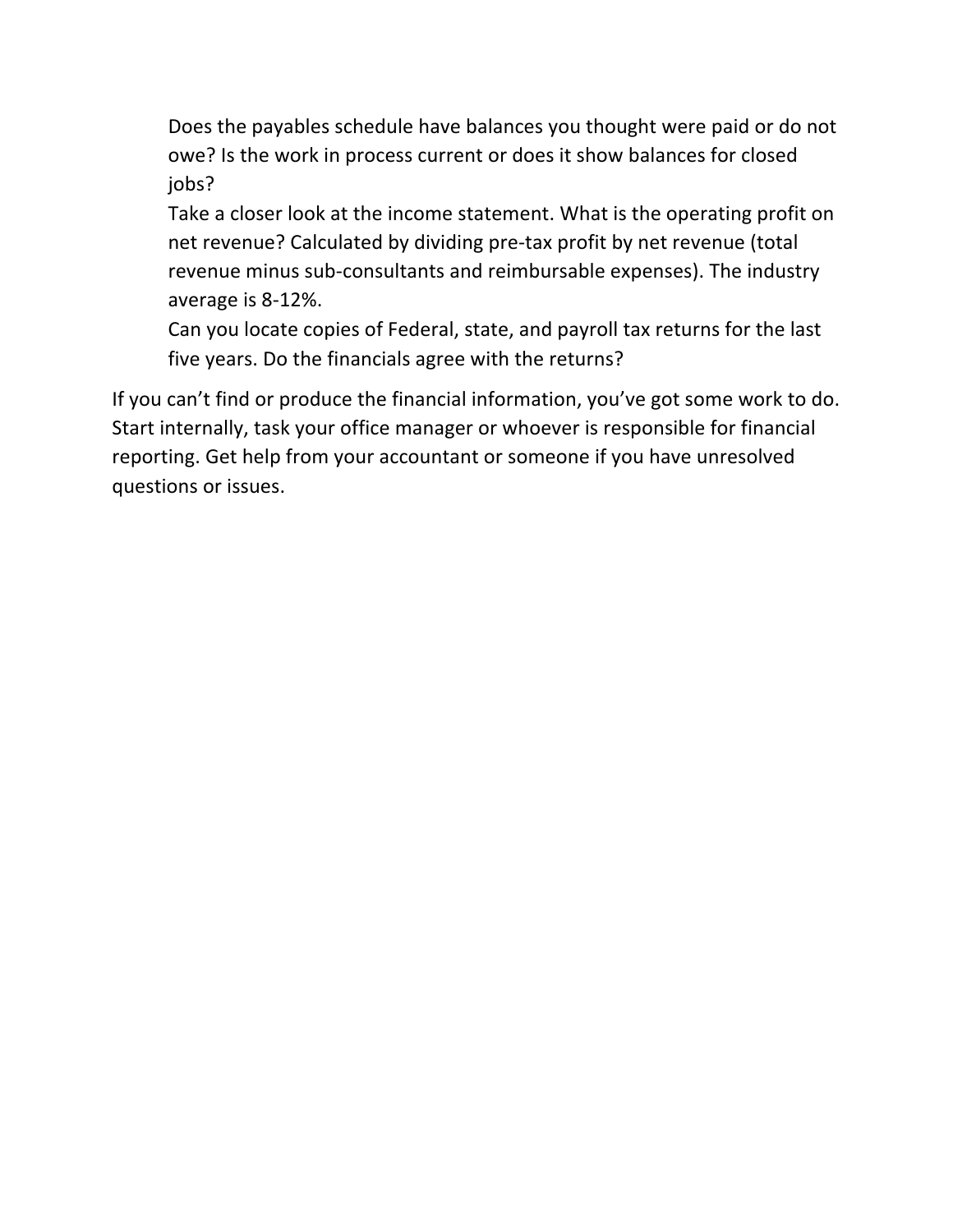Does the payables schedule have balances you thought were paid or do not owe? Is the work in process current or does it show balances for closed jobs?

Take a closer look at the income statement. What is the operating profit on net revenue? Calculated by dividing pre-tax profit by net revenue (total revenue minus sub-consultants and reimbursable expenses). The industry average is 8-12%.

Can you locate copies of Federal, state, and payroll tax returns for the last five years. Do the financials agree with the returns?

If you can't find or produce the financial information, you've got some work to do. Start internally, task your office manager or whoever is responsible for financial reporting. Get help from your accountant or someone if you have unresolved questions or issues.